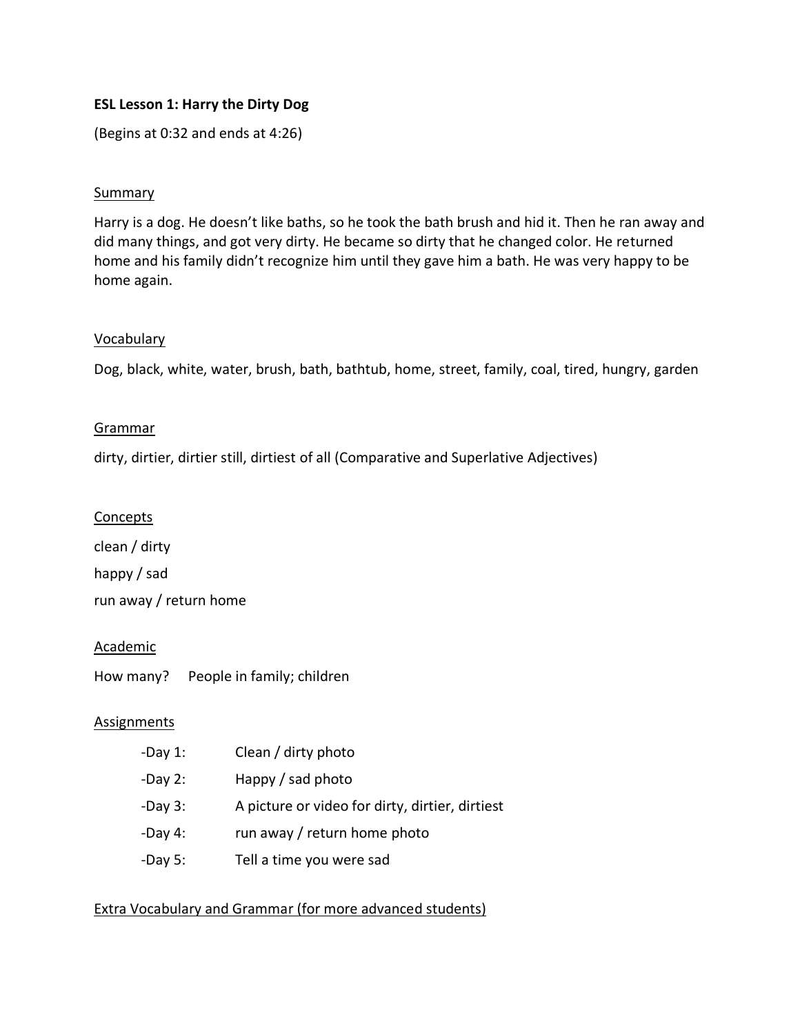**ESL Lesson 1: Harry the Dirty Dog**

(Begins at 0:32 and ends at 4:26)

Summary

Harry is a dog. He doesn't like baths, so he took the bath brush and hid it. Then he ran away and did many things, and got very dirty. He became so dirty that he changed color. He returned home and his family didn't recognize him until they gave him a bath. He was very happy to be home again.

Vocabulary

Dog, black, white, water, brush, bath, bathtub, home, street, family, coal, tired, hungry, garden

Grammar

dirty, dirtier, dirtier still, dirtiest of all (Comparative and Superlative Adjectives)

Concepts

clean / dirty

happy / sad

run away / return home

Academic

How many? People in family; children

Assignments

- -Day 1: Clean / dirty photo
- -Day 2: Happy / sad photo
- -Day 3: A picture or video for dirty, dirtier, dirtiest
- -Day 4: run away / return home photo
- -Day 5: Tell a time you were sad

Extra Vocabulary and Grammar (for more advanced students)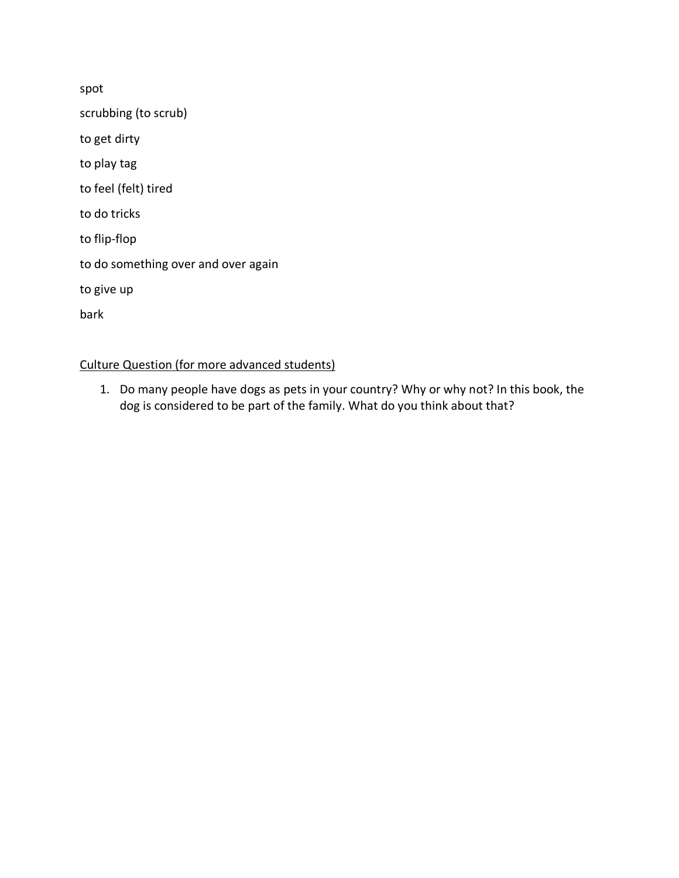spot

scrubbing (to scrub)

to get dirty

to play tag

to feel (felt) tired

to do tricks

to flip-flop

to do something over and over again

to give up

bark

<u>Culture Question (for more advanced students)</u>

1. Do many people have dogs as pets in your country? Why or why not? In this book, the dog is considered to be part of the family. What do you think about that?